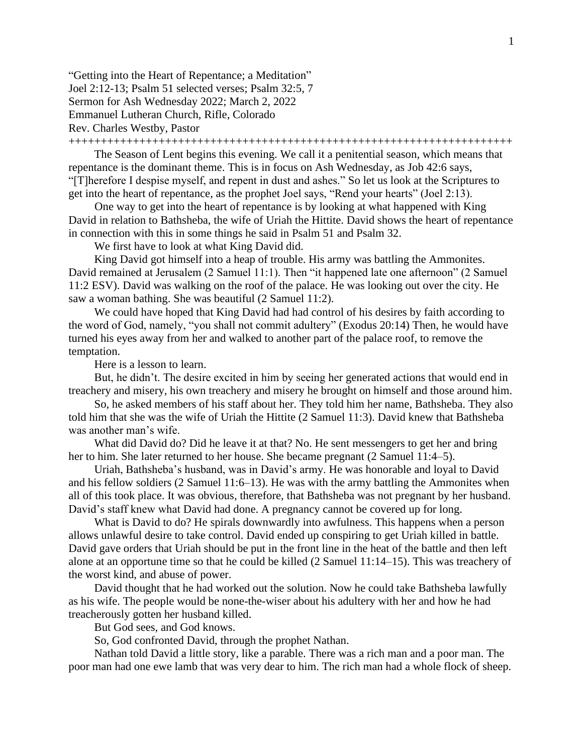"Getting into the Heart of Repentance; a Meditation"
Joel 2:12-13; Psalm 51 selected verses; Psalm 32:5, 7
Sermon for Ash Wednesday 2022; March 2, 2022
Emmanuel Lutheran Church, Rifle, Colorado
Rev. Charles Westby, Pastor
++++++++++++++++++++++++++++++++++++++++++++++++++++++++++++++++++++++

The Season of Lent begins this evening. We call it a penitential season, which means that repentance is the dominant theme. This is in focus on Ash Wednesday, as Job 42:6 says, "[T]herefore I despise myself, and repent in dust and ashes." So let us look at the Scriptures to get into the heart of repentance, as the prophet Joel says, "Rend your hearts" (Joel 2:13).

One way to get into the heart of repentance is by looking at what happened with King David in relation to Bathsheba, the wife of Uriah the Hittite. David shows the heart of repentance in connection with this in some things he said in Psalm 51 and Psalm 32.

We first have to look at what King David did.

King David got himself into a heap of trouble. His army was battling the Ammonites. David remained at Jerusalem (2 Samuel 11:1). Then "it happened late one afternoon" (2 Samuel 11:2 ESV). David was walking on the roof of the palace. He was looking out over the city. He saw a woman bathing. She was beautiful (2 Samuel 11:2).

We could have hoped that King David had had control of his desires by faith according to the word of God, namely, "you shall not commit adultery" (Exodus 20:14) Then, he would have turned his eyes away from her and walked to another part of the palace roof, to remove the temptation.

Here is a lesson to learn.

But, he didn't. The desire excited in him by seeing her generated actions that would end in treachery and misery, his own treachery and misery he brought on himself and those around him.

So, he asked members of his staff about her. They told him her name, Bathsheba. They also told him that she was the wife of Uriah the Hittite (2 Samuel 11:3). David knew that Bathsheba was another man's wife.

What did David do? Did he leave it at that? No. He sent messengers to get her and bring her to him. She later returned to her house. She became pregnant (2 Samuel 11:4–5).

Uriah, Bathsheba's husband, was in David's army. He was honorable and loyal to David and his fellow soldiers (2 Samuel 11:6–13). He was with the army battling the Ammonites when all of this took place. It was obvious, therefore, that Bathsheba was not pregnant by her husband. David's staff knew what David had done. A pregnancy cannot be covered up for long.

What is David to do? He spirals downwardly into awfulness. This happens when a person allows unlawful desire to take control. David ended up conspiring to get Uriah killed in battle. David gave orders that Uriah should be put in the front line in the heat of the battle and then left alone at an opportune time so that he could be killed (2 Samuel 11:14–15). This was treachery of the worst kind, and abuse of power.

David thought that he had worked out the solution. Now he could take Bathsheba lawfully as his wife. The people would be none-the-wiser about his adultery with her and how he had treacherously gotten her husband killed.

But God sees, and God knows.

So, God confronted David, through the prophet Nathan.

Nathan told David a little story, like a parable. There was a rich man and a poor man. The poor man had one ewe lamb that was very dear to him. The rich man had a whole flock of sheep.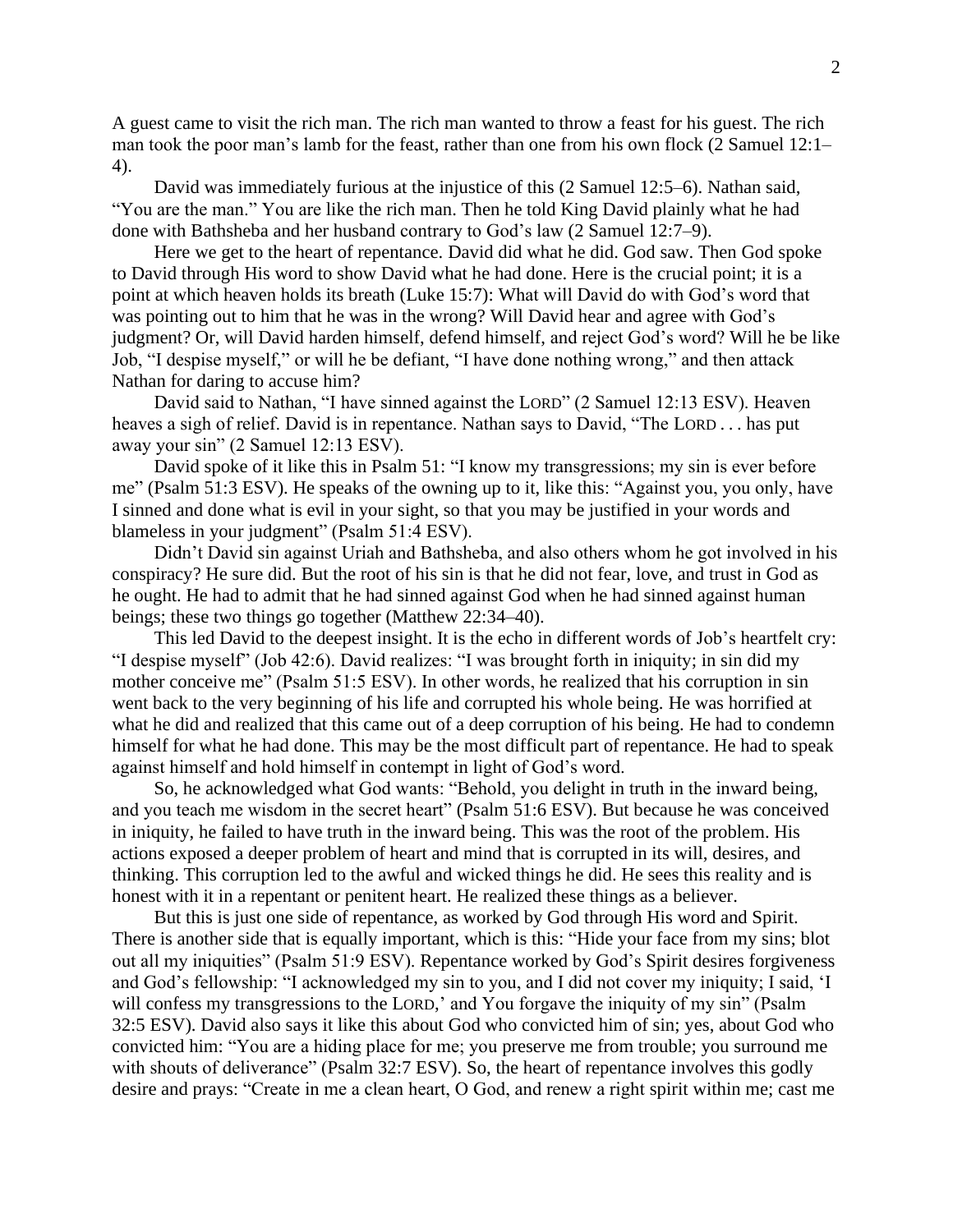A guest came to visit the rich man. The rich man wanted to throw a feast for his guest. The rich man took the poor man's lamb for the feast, rather than one from his own flock (2 Samuel 12:1–4).

David was immediately furious at the injustice of this (2 Samuel 12:5–6). Nathan said, "You are the man." You are like the rich man. Then he told King David plainly what he had done with Bathsheba and her husband contrary to God's law (2 Samuel 12:7–9).

Here we get to the heart of repentance. David did what he did. God saw. Then God spoke to David through His word to show David what he had done. Here is the crucial point; it is a point at which heaven holds its breath (Luke 15:7): What will David do with God's word that was pointing out to him that he was in the wrong? Will David hear and agree with God's judgment? Or, will David harden himself, defend himself, and reject God's word? Will he be like Job, "I despise myself," or will he be defiant, "I have done nothing wrong," and then attack Nathan for daring to accuse him?

David said to Nathan, "I have sinned against the LORD" (2 Samuel 12:13 ESV). Heaven heaves a sigh of relief. David is in repentance. Nathan says to David, "The LORD . . . has put away your sin" (2 Samuel 12:13 ESV).

David spoke of it like this in Psalm 51: "I know my transgressions; my sin is ever before me" (Psalm 51:3 ESV). He speaks of the owning up to it, like this: "Against you, you only, have I sinned and done what is evil in your sight, so that you may be justified in your words and blameless in your judgment" (Psalm 51:4 ESV).

Didn't David sin against Uriah and Bathsheba, and also others whom he got involved in his conspiracy? He sure did. But the root of his sin is that he did not fear, love, and trust in God as he ought. He had to admit that he had sinned against God when he had sinned against human beings; these two things go together (Matthew 22:34–40).

This led David to the deepest insight. It is the echo in different words of Job's heartfelt cry: "I despise myself" (Job 42:6). David realizes: "I was brought forth in iniquity; in sin did my mother conceive me" (Psalm 51:5 ESV). In other words, he realized that his corruption in sin went back to the very beginning of his life and corrupted his whole being. He was horrified at what he did and realized that this came out of a deep corruption of his being. He had to condemn himself for what he had done. This may be the most difficult part of repentance. He had to speak against himself and hold himself in contempt in light of God's word.

So, he acknowledged what God wants: "Behold, you delight in truth in the inward being, and you teach me wisdom in the secret heart" (Psalm 51:6 ESV). But because he was conceived in iniquity, he failed to have truth in the inward being. This was the root of the problem. His actions exposed a deeper problem of heart and mind that is corrupted in its will, desires, and thinking. This corruption led to the awful and wicked things he did. He sees this reality and is honest with it in a repentant or penitent heart. He realized these things as a believer.

But this is just one side of repentance, as worked by God through His word and Spirit. There is another side that is equally important, which is this: "Hide your face from my sins; blot out all my iniquities" (Psalm 51:9 ESV). Repentance worked by God's Spirit desires forgiveness and God's fellowship: "I acknowledged my sin to you, and I did not cover my iniquity; I said, 'I will confess my transgressions to the LORD,' and You forgave the iniquity of my sin" (Psalm 32:5 ESV). David also says it like this about God who convicted him of sin; yes, about God who convicted him: "You are a hiding place for me; you preserve me from trouble; you surround me with shouts of deliverance" (Psalm 32:7 ESV). So, the heart of repentance involves this godly desire and prays: "Create in me a clean heart, O God, and renew a right spirit within me; cast me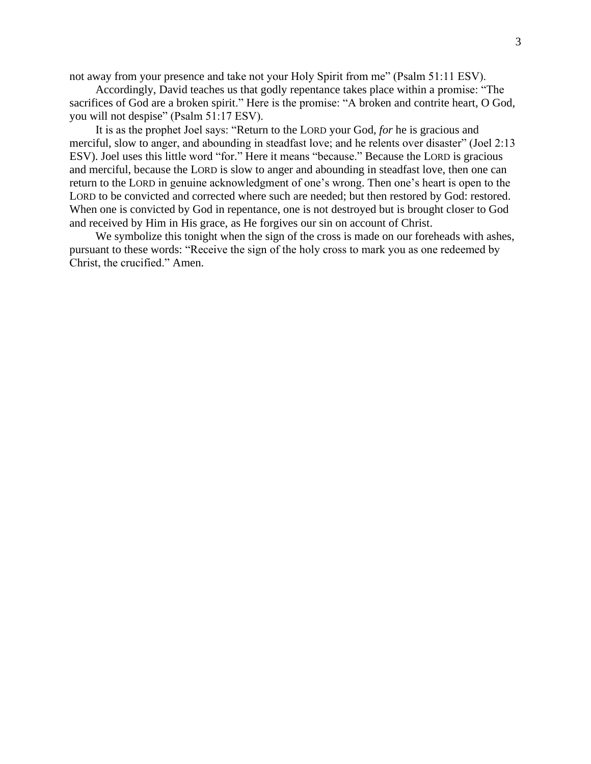not away from your presence and take not your Holy Spirit from me" (Psalm 51:11 ESV).

Accordingly, David teaches us that godly repentance takes place within a promise: "The sacrifices of God are a broken spirit." Here is the promise: "A broken and contrite heart, O God, you will not despise" (Psalm 51:17 ESV).

It is as the prophet Joel says: "Return to the LORD your God, *for* he is gracious and merciful, slow to anger, and abounding in steadfast love; and he relents over disaster" (Joel 2:13 ESV). Joel uses this little word "for." Here it means "because." Because the LORD is gracious and merciful, because the LORD is slow to anger and abounding in steadfast love, then one can return to the LORD in genuine acknowledgment of one's wrong. Then one's heart is open to the LORD to be convicted and corrected where such are needed; but then restored by God: restored. When one is convicted by God in repentance, one is not destroyed but is brought closer to God and received by Him in His grace, as He forgives our sin on account of Christ.

We symbolize this tonight when the sign of the cross is made on our foreheads with ashes, pursuant to these words: "Receive the sign of the holy cross to mark you as one redeemed by Christ, the crucified." Amen.